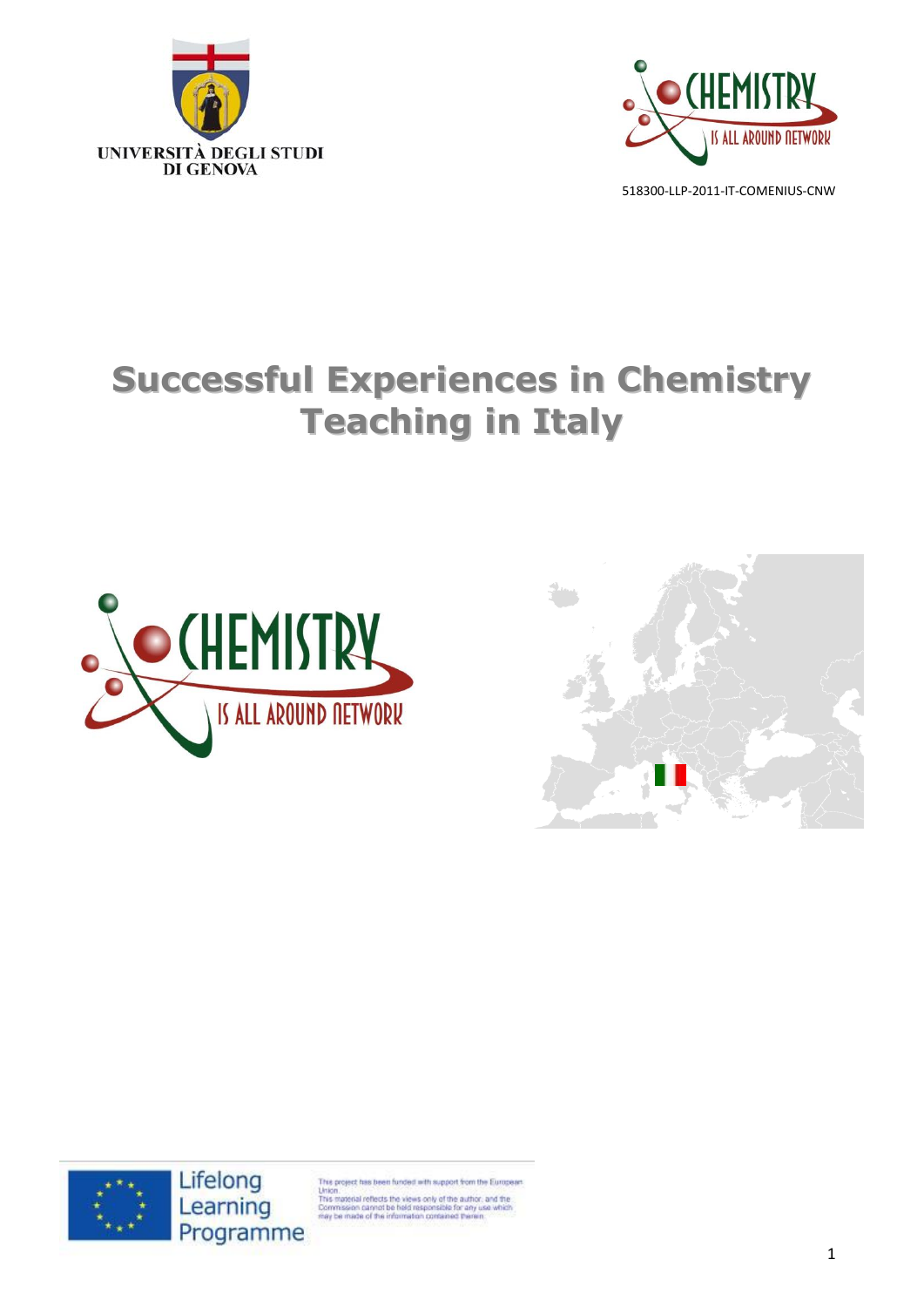UNIVERSITÀ DEGLI STUDI DI GENOVA

CHEMISTRY IS ALL AROUND NETWORK

518300-LLP-2011-IT-COMENIUS-CNW

# Successful Experiences in Chemistry Teaching in Italy

CHEMISTRY IS ALL AROUND NETWORK

Lifelong Learning Programme

This project has been funded with support from the European Union.
This material reflects the views only of the author, and the Commission cannot be held responsible for any use which may be made of the information contained therein.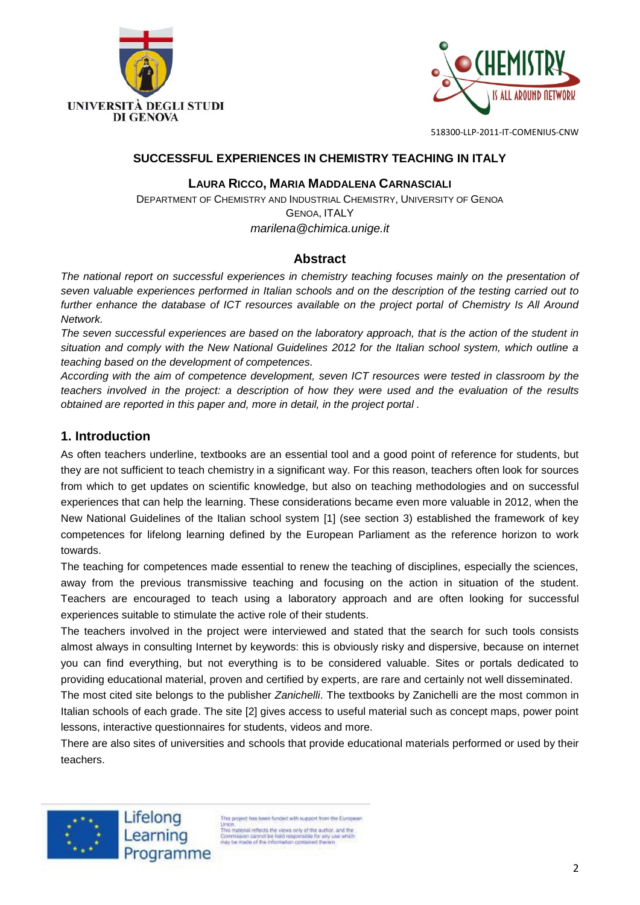## SUCCESSFUL EXPERIENCES IN CHEMISTRY TEACHING IN ITALY

**LAURA RICCO, MARIA MADDALENA CARNASCIALI**

DEPARTMENT OF CHEMISTRY AND INDUSTRIAL CHEMISTRY, UNIVERSITY OF GENOA
GENOA, ITALY
*marilena@chimica.unige.it*

### Abstract

*The national report on successful experiences in chemistry teaching focuses mainly on the presentation of seven valuable experiences performed in Italian schools and on the description of the testing carried out to further enhance the database of ICT resources available on the project portal of Chemistry Is All Around Network.*

*The seven successful experiences are based on the laboratory approach, that is the action of the student in situation and comply with the New National Guidelines 2012 for the Italian school system, which outline a teaching based on the development of competences.*

*According with the aim of competence development, seven ICT resources were tested in classroom by the teachers involved in the project: a description of how they were used and the evaluation of the results obtained are reported in this paper and, more in detail, in the project portal .*

## 1. Introduction

As often teachers underline, textbooks are an essential tool and a good point of reference for students, but they are not sufficient to teach chemistry in a significant way. For this reason, teachers often look for sources from which to get updates on scientific knowledge, but also on teaching methodologies and on successful experiences that can help the learning. These considerations became even more valuable in 2012, when the New National Guidelines of the Italian school system [1] (see section 3) established the framework of key competences for lifelong learning defined by the European Parliament as the reference horizon to work towards.

The teaching for competences made essential to renew the teaching of disciplines, especially the sciences, away from the previous transmissive teaching and focusing on the action in situation of the student. Teachers are encouraged to teach using a laboratory approach and are often looking for successful experiences suitable to stimulate the active role of their students.

The teachers involved in the project were interviewed and stated that the search for such tools consists almost always in consulting Internet by keywords: this is obviously risky and dispersive, because on internet you can find everything, but not everything is to be considered valuable. Sites or portals dedicated to providing educational material, proven and certified by experts, are rare and certainly not well disseminated.

The most cited site belongs to the publisher *Zanichelli*. The textbooks by Zanichelli are the most common in Italian schools of each grade. The site [2] gives access to useful material such as concept maps, power point lessons, interactive questionnaires for students, videos and more.

There are also sites of universities and schools that provide educational materials performed or used by their teachers.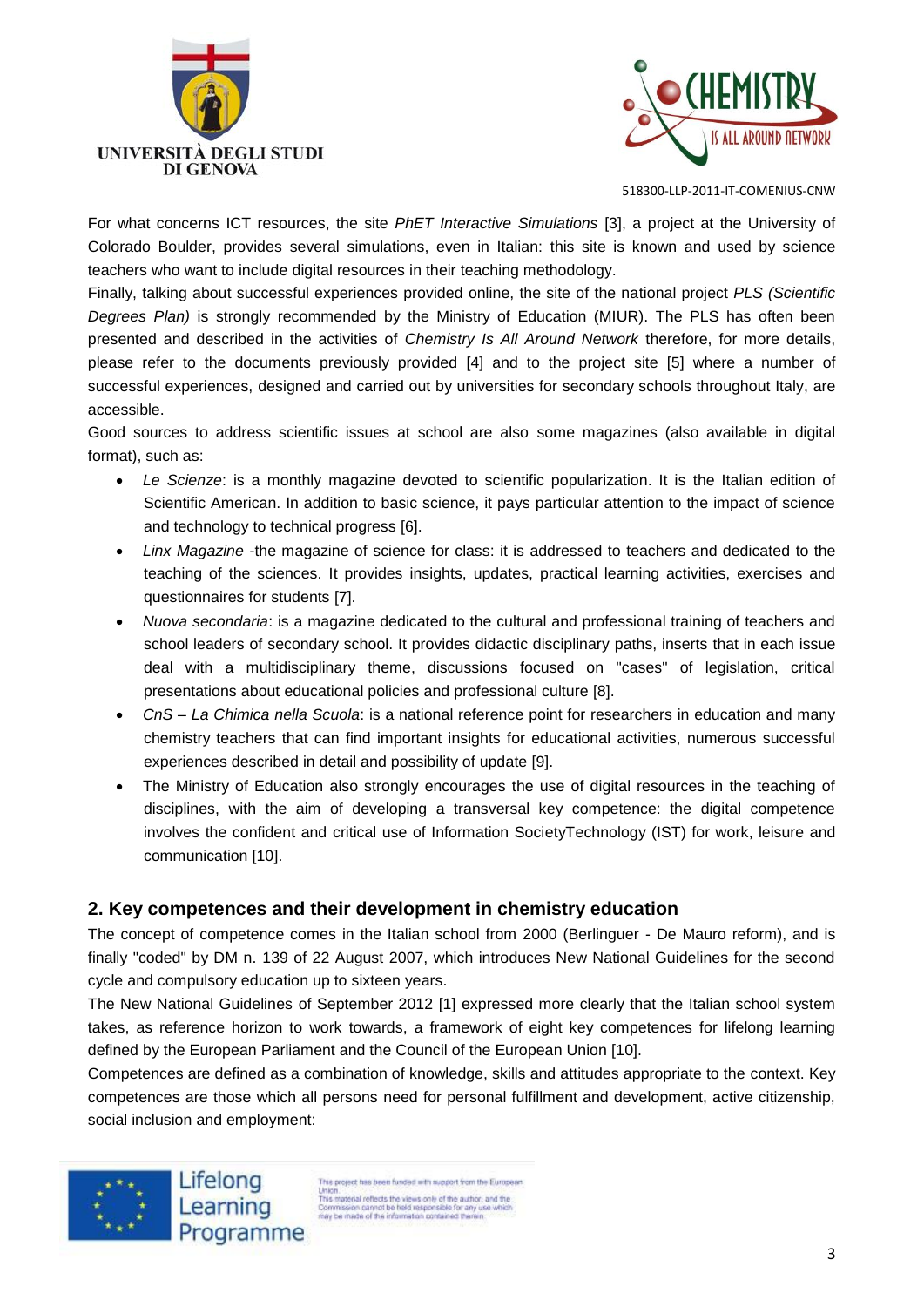For what concerns ICT resources, the site *PhET Interactive Simulations* [3], a project at the University of Colorado Boulder, provides several simulations, even in Italian: this site is known and used by science teachers who want to include digital resources in their teaching methodology.
Finally, talking about successful experiences provided online, the site of the national project *PLS (Scientific Degrees Plan)* is strongly recommended by the Ministry of Education (MIUR). The PLS has often been presented and described in the activities of *Chemistry Is All Around Network* therefore, for more details, please refer to the documents previously provided [4] and to the project site [5] where a number of successful experiences, designed and carried out by universities for secondary schools throughout Italy, are accessible.
Good sources to address scientific issues at school are also some magazines (also available in digital format), such as:

- *Le Scienze*: is a monthly magazine devoted to scientific popularization. It is the Italian edition of Scientific American. In addition to basic science, it pays particular attention to the impact of science and technology to technical progress [6].
- *Linx Magazine* -the magazine of science for class: it is addressed to teachers and dedicated to the teaching of the sciences. It provides insights, updates, practical learning activities, exercises and questionnaires for students [7].
- *Nuova secondaria*: is a magazine dedicated to the cultural and professional training of teachers and school leaders of secondary school. It provides didactic disciplinary paths, inserts that in each issue deal with a multidisciplinary theme, discussions focused on "cases" of legislation, critical presentations about educational policies and professional culture [8].
- *CnS – La Chimica nella Scuola*: is a national reference point for researchers in education and many chemistry teachers that can find important insights for educational activities, numerous successful experiences described in detail and possibility of update [9].
- The Ministry of Education also strongly encourages the use of digital resources in the teaching of disciplines, with the aim of developing a transversal key competence: the digital competence involves the confident and critical use of Information SocietyTechnology (IST) for work, leisure and communication [10].

## 2. Key competences and their development in chemistry education

The concept of competence comes in the Italian school from 2000 (Berlinguer - De Mauro reform), and is finally "coded" by DM n. 139 of 22 August 2007, which introduces New National Guidelines for the second cycle and compulsory education up to sixteen years.
The New National Guidelines of September 2012 [1] expressed more clearly that the Italian school system takes, as reference horizon to work towards, a framework of eight key competences for lifelong learning defined by the European Parliament and the Council of the European Union [10].
Competences are defined as a combination of knowledge, skills and attitudes appropriate to the context. Key competences are those which all persons need for personal fulfillment and development, active citizenship, social inclusion and employment: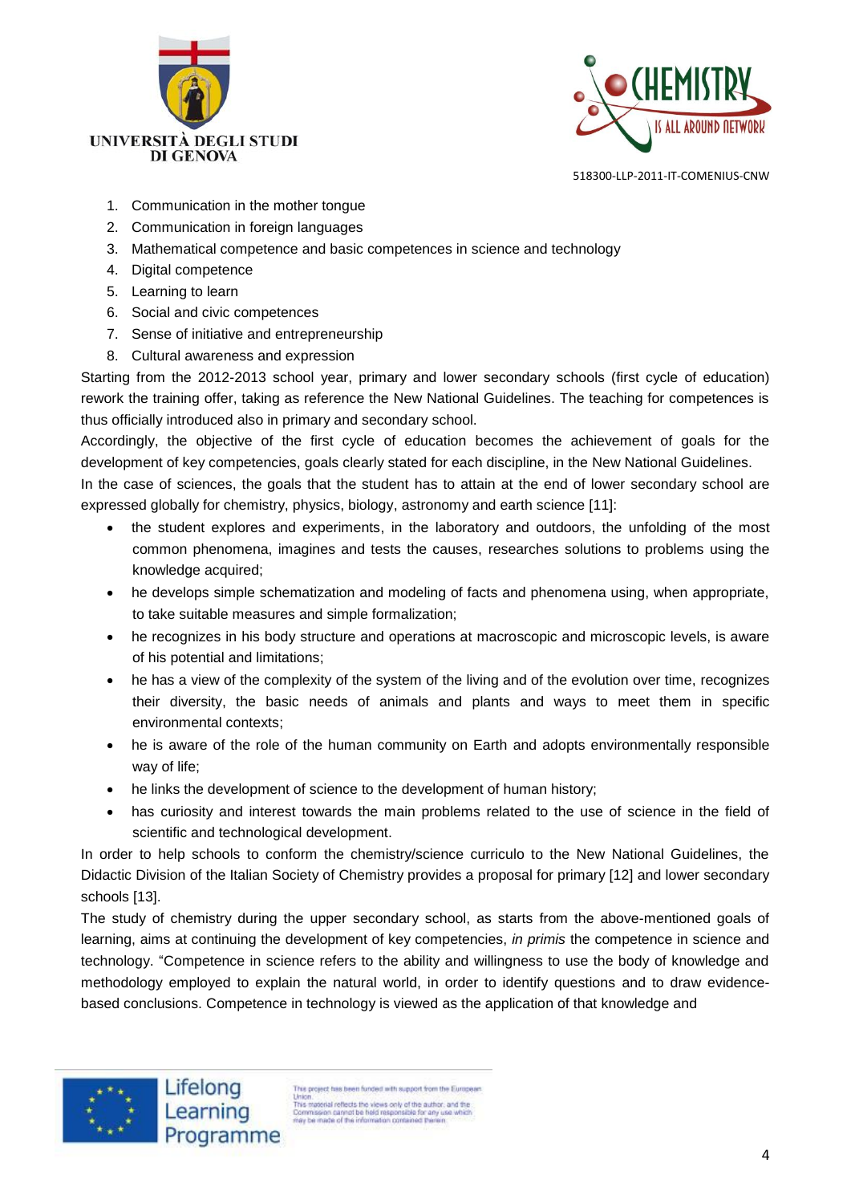1. Communication in the mother tongue
2. Communication in foreign languages
3. Mathematical competence and basic competences in science and technology
4. Digital competence
5. Learning to learn
6. Social and civic competences
7. Sense of initiative and entrepreneurship
8. Cultural awareness and expression

Starting from the 2012-2013 school year, primary and lower secondary schools (first cycle of education) rework the training offer, taking as reference the New National Guidelines. The teaching for competences is thus officially introduced also in primary and secondary school.

Accordingly, the objective of the first cycle of education becomes the achievement of goals for the development of key competencies, goals clearly stated for each discipline, in the New National Guidelines.

In the case of sciences, the goals that the student has to attain at the end of lower secondary school are expressed globally for chemistry, physics, biology, astronomy and earth science [11]:

- the student explores and experiments, in the laboratory and outdoors, the unfolding of the most common phenomena, imagines and tests the causes, researches solutions to problems using the knowledge acquired;
- he develops simple schematization and modeling of facts and phenomena using, when appropriate, to take suitable measures and simple formalization;
- he recognizes in his body structure and operations at macroscopic and microscopic levels, is aware of his potential and limitations;
- he has a view of the complexity of the system of the living and of the evolution over time, recognizes their diversity, the basic needs of animals and plants and ways to meet them in specific environmental contexts;
- he is aware of the role of the human community on Earth and adopts environmentally responsible way of life;
- he links the development of science to the development of human history;
- has curiosity and interest towards the main problems related to the use of science in the field of scientific and technological development.

In order to help schools to conform the chemistry/science curriculo to the New National Guidelines, the Didactic Division of the Italian Society of Chemistry provides a proposal for primary [12] and lower secondary schools [13].

The study of chemistry during the upper secondary school, as starts from the above-mentioned goals of learning, aims at continuing the development of key competencies, *in primis* the competence in science and technology. "Competence in science refers to the ability and willingness to use the body of knowledge and methodology employed to explain the natural world, in order to identify questions and to draw evidence-based conclusions. Competence in technology is viewed as the application of that knowledge and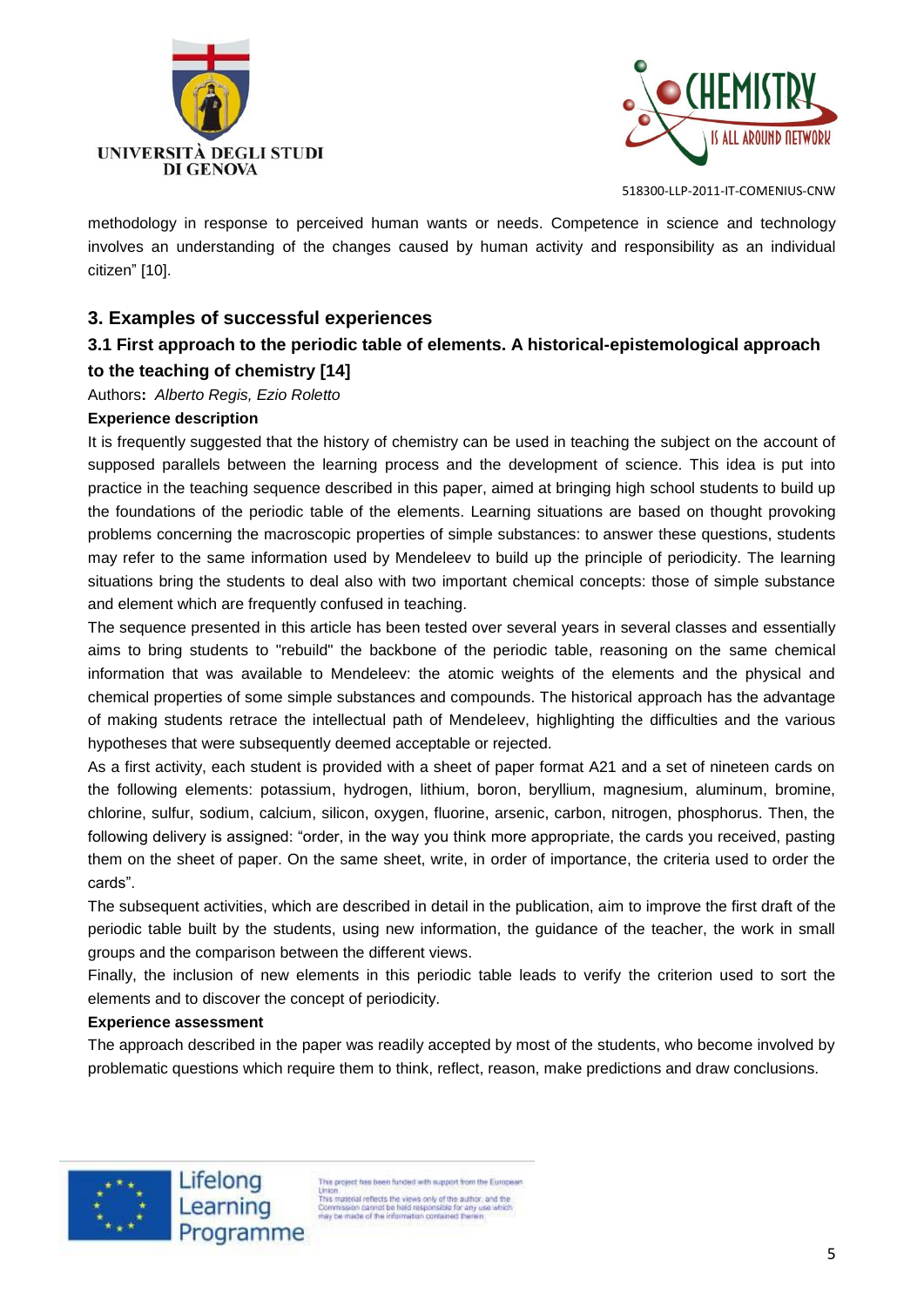methodology in response to perceived human wants or needs. Competence in science and technology involves an understanding of the changes caused by human activity and responsibility as an individual citizen" [10].

## 3. Examples of successful experiences

### 3.1 First approach to the periodic table of elements. A historical-epistemological approach to the teaching of chemistry [14]

Authors**:** *Alberto Regis, Ezio Roletto*

**Experience description**

It is frequently suggested that the history of chemistry can be used in teaching the subject on the account of supposed parallels between the learning process and the development of science. This idea is put into practice in the teaching sequence described in this paper, aimed at bringing high school students to build up the foundations of the periodic table of the elements. Learning situations are based on thought provoking problems concerning the macroscopic properties of simple substances: to answer these questions, students may refer to the same information used by Mendeleev to build up the principle of periodicity. The learning situations bring the students to deal also with two important chemical concepts: those of simple substance and element which are frequently confused in teaching.

The sequence presented in this article has been tested over several years in several classes and essentially aims to bring students to "rebuild" the backbone of the periodic table, reasoning on the same chemical information that was available to Mendeleev: the atomic weights of the elements and the physical and chemical properties of some simple substances and compounds. The historical approach has the advantage of making students retrace the intellectual path of Mendeleev, highlighting the difficulties and the various hypotheses that were subsequently deemed acceptable or rejected.

As a first activity, each student is provided with a sheet of paper format A21 and a set of nineteen cards on the following elements: potassium, hydrogen, lithium, boron, beryllium, magnesium, aluminum, bromine, chlorine, sulfur, sodium, calcium, silicon, oxygen, fluorine, arsenic, carbon, nitrogen, phosphorus. Then, the following delivery is assigned: "order, in the way you think more appropriate, the cards you received, pasting them on the sheet of paper. On the same sheet, write, in order of importance, the criteria used to order the cards".

The subsequent activities, which are described in detail in the publication, aim to improve the first draft of the periodic table built by the students, using new information, the guidance of the teacher, the work in small groups and the comparison between the different views.

Finally, the inclusion of new elements in this periodic table leads to verify the criterion used to sort the elements and to discover the concept of periodicity.

**Experience assessment**

The approach described in the paper was readily accepted by most of the students, who become involved by problematic questions which require them to think, reflect, reason, make predictions and draw conclusions.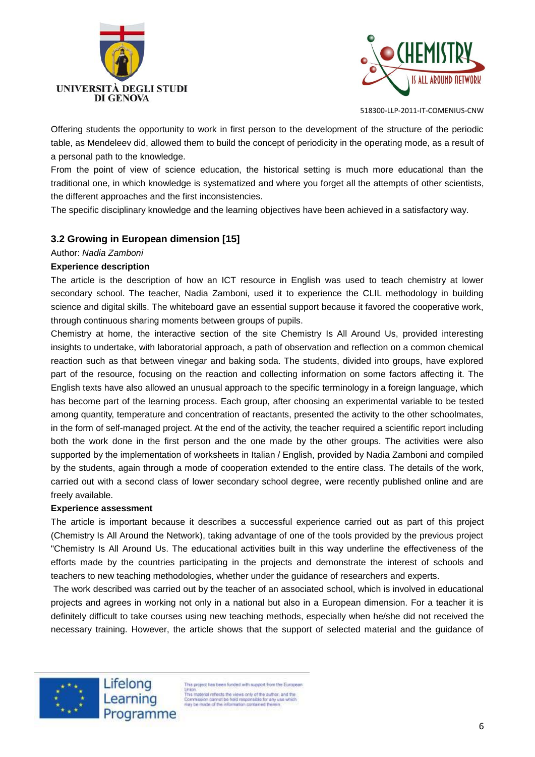Offering students the opportunity to work in first person to the development of the structure of the periodic table, as Mendeleev did, allowed them to build the concept of periodicity in the operating mode, as a result of a personal path to the knowledge.

From the point of view of science education, the historical setting is much more educational than the traditional one, in which knowledge is systematized and where you forget all the attempts of other scientists, the different approaches and the first inconsistencies.

The specific disciplinary knowledge and the learning objectives have been achieved in a satisfactory way.

### 3.2 Growing in European dimension [15]

Author: *Nadia Zamboni*

**Experience description**

The article is the description of how an ICT resource in English was used to teach chemistry at lower secondary school. The teacher, Nadia Zamboni, used it to experience the CLIL methodology in building science and digital skills. The whiteboard gave an essential support because it favored the cooperative work, through continuous sharing moments between groups of pupils.

Chemistry at home, the interactive section of the site Chemistry Is All Around Us, provided interesting insights to undertake, with laboratorial approach, a path of observation and reflection on a common chemical reaction such as that between vinegar and baking soda. The students, divided into groups, have explored part of the resource, focusing on the reaction and collecting information on some factors affecting it. The English texts have also allowed an unusual approach to the specific terminology in a foreign language, which has become part of the learning process. Each group, after choosing an experimental variable to be tested among quantity, temperature and concentration of reactants, presented the activity to the other schoolmates, in the form of self-managed project. At the end of the activity, the teacher required a scientific report including both the work done in the first person and the one made by the other groups. The activities were also supported by the implementation of worksheets in Italian / English, provided by Nadia Zamboni and compiled by the students, again through a mode of cooperation extended to the entire class. The details of the work, carried out with a second class of lower secondary school degree, were recently published online and are freely available.

**Experience assessment**

The article is important because it describes a successful experience carried out as part of this project (Chemistry Is All Around the Network), taking advantage of one of the tools provided by the previous project "Chemistry Is All Around Us. The educational activities built in this way underline the effectiveness of the efforts made by the countries participating in the projects and demonstrate the interest of schools and teachers to new teaching methodologies, whether under the guidance of researchers and experts.

The work described was carried out by the teacher of an associated school, which is involved in educational projects and agrees in working not only in a national but also in a European dimension. For a teacher it is definitely difficult to take courses using new teaching methods, especially when he/she did not received the necessary training. However, the article shows that the support of selected material and the guidance of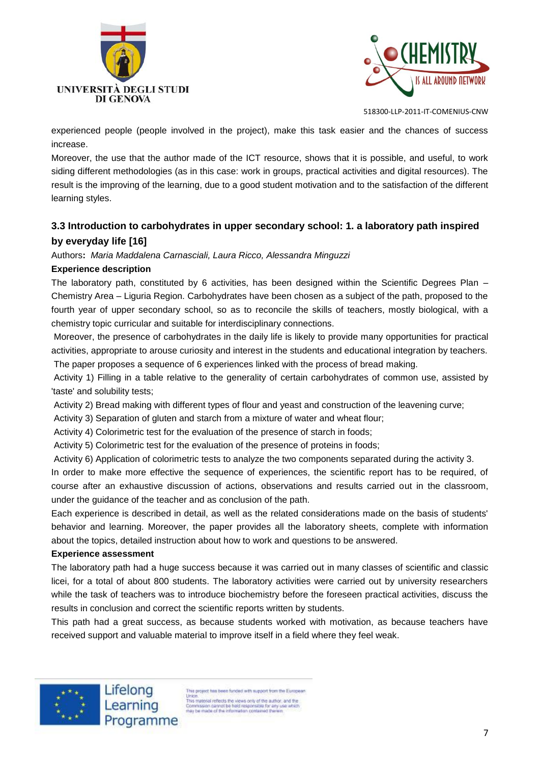experienced people (people involved in the project), make this task easier and the chances of success increase.

Moreover, the use that the author made of the ICT resource, shows that it is possible, and useful, to work siding different methodologies (as in this case: work in groups, practical activities and digital resources). The result is the improving of the learning, due to a good student motivation and to the satisfaction of the different learning styles.

### 3.3 Introduction to carbohydrates in upper secondary school: 1. a laboratory path inspired by everyday life [16]

Authors**:** *Maria Maddalena Carnasciali, Laura Ricco, Alessandra Minguzzi*

**Experience description**

The laboratory path, constituted by 6 activities, has been designed within the Scientific Degrees Plan – Chemistry Area – Liguria Region. Carbohydrates have been chosen as a subject of the path, proposed to the fourth year of upper secondary school, so as to reconcile the skills of teachers, mostly biological, with a chemistry topic curricular and suitable for interdisciplinary connections.

Moreover, the presence of carbohydrates in the daily life is likely to provide many opportunities for practical activities, appropriate to arouse curiosity and interest in the students and educational integration by teachers.

The paper proposes a sequence of 6 experiences linked with the process of bread making.

Activity 1) Filling in a table relative to the generality of certain carbohydrates of common use, assisted by 'taste' and solubility tests;

Activity 2) Bread making with different types of flour and yeast and construction of the leavening curve;

Activity 3) Separation of gluten and starch from a mixture of water and wheat flour;

Activity 4) Colorimetric test for the evaluation of the presence of starch in foods;

Activity 5) Colorimetric test for the evaluation of the presence of proteins in foods;

Activity 6) Application of colorimetric tests to analyze the two components separated during the activity 3.

In order to make more effective the sequence of experiences, the scientific report has to be required, of course after an exhaustive discussion of actions, observations and results carried out in the classroom, under the guidance of the teacher and as conclusion of the path.

Each experience is described in detail, as well as the related considerations made on the basis of students' behavior and learning. Moreover, the paper provides all the laboratory sheets, complete with information about the topics, detailed instruction about how to work and questions to be answered.

**Experience assessment**

The laboratory path had a huge success because it was carried out in many classes of scientific and classic licei, for a total of about 800 students. The laboratory activities were carried out by university researchers while the task of teachers was to introduce biochemistry before the foreseen practical activities, discuss the results in conclusion and correct the scientific reports written by students.

This path had a great success, as because students worked with motivation, as because teachers have received support and valuable material to improve itself in a field where they feel weak.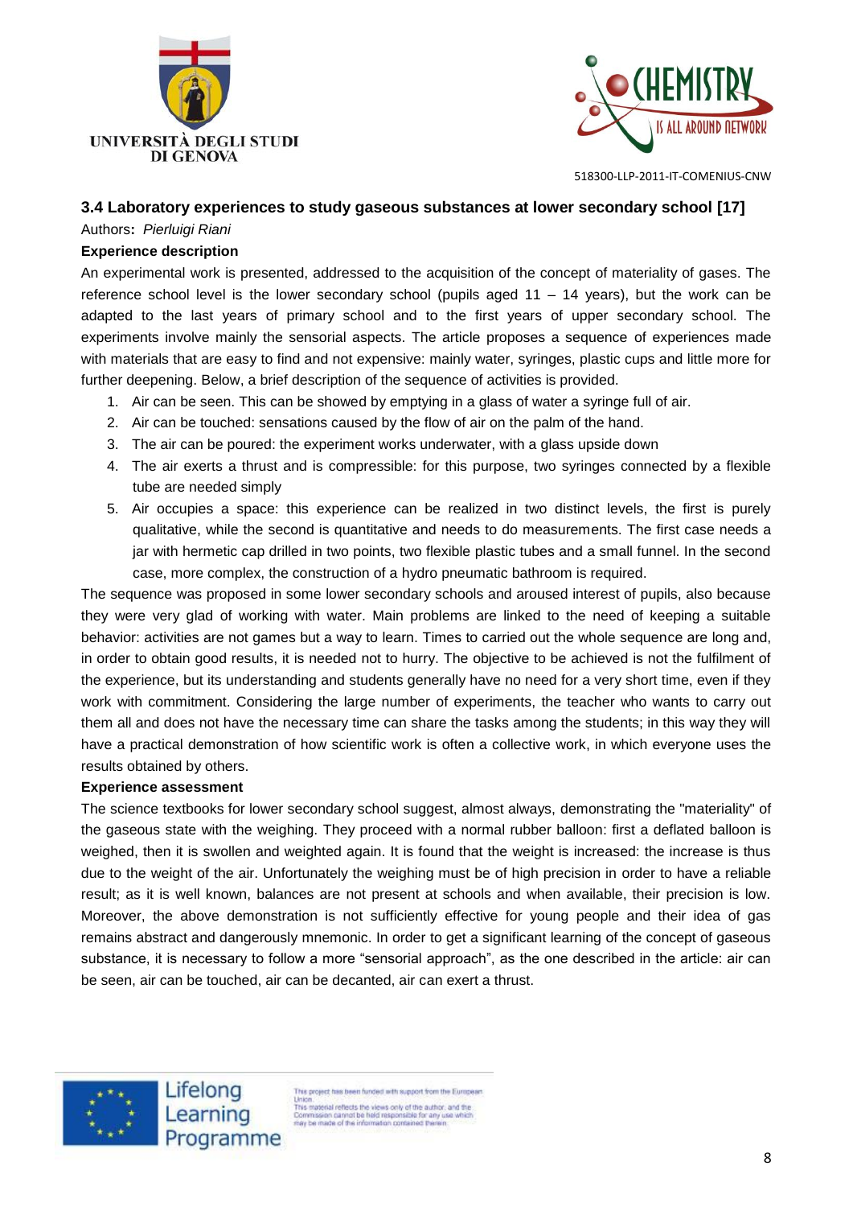### 3.4 Laboratory experiences to study gaseous substances at lower secondary school [17]

Authors**:** *Pierluigi Riani*

**Experience description**

An experimental work is presented, addressed to the acquisition of the concept of materiality of gases. The reference school level is the lower secondary school (pupils aged 11 – 14 years), but the work can be adapted to the last years of primary school and to the first years of upper secondary school. The experiments involve mainly the sensorial aspects. The article proposes a sequence of experiences made with materials that are easy to find and not expensive: mainly water, syringes, plastic cups and little more for further deepening. Below, a brief description of the sequence of activities is provided.

1. Air can be seen. This can be showed by emptying in a glass of water a syringe full of air.
2. Air can be touched: sensations caused by the flow of air on the palm of the hand.
3. The air can be poured: the experiment works underwater, with a glass upside down
4. The air exerts a thrust and is compressible: for this purpose, two syringes connected by a flexible tube are needed simply
5. Air occupies a space: this experience can be realized in two distinct levels, the first is purely qualitative, while the second is quantitative and needs to do measurements. The first case needs a jar with hermetic cap drilled in two points, two flexible plastic tubes and a small funnel. In the second case, more complex, the construction of a hydro pneumatic bathroom is required.

The sequence was proposed in some lower secondary schools and aroused interest of pupils, also because they were very glad of working with water. Main problems are linked to the need of keeping a suitable behavior: activities are not games but a way to learn. Times to carried out the whole sequence are long and, in order to obtain good results, it is needed not to hurry. The objective to be achieved is not the fulfilment of the experience, but its understanding and students generally have no need for a very short time, even if they work with commitment. Considering the large number of experiments, the teacher who wants to carry out them all and does not have the necessary time can share the tasks among the students; in this way they will have a practical demonstration of how scientific work is often a collective work, in which everyone uses the results obtained by others.

**Experience assessment**

The science textbooks for lower secondary school suggest, almost always, demonstrating the "materiality" of the gaseous state with the weighing. They proceed with a normal rubber balloon: first a deflated balloon is weighed, then it is swollen and weighted again. It is found that the weight is increased: the increase is thus due to the weight of the air. Unfortunately the weighing must be of high precision in order to have a reliable result; as it is well known, balances are not present at schools and when available, their precision is low. Moreover, the above demonstration is not sufficiently effective for young people and their idea of gas remains abstract and dangerously mnemonic. In order to get a significant learning of the concept of gaseous substance, it is necessary to follow a more "sensorial approach", as the one described in the article: air can be seen, air can be touched, air can be decanted, air can exert a thrust.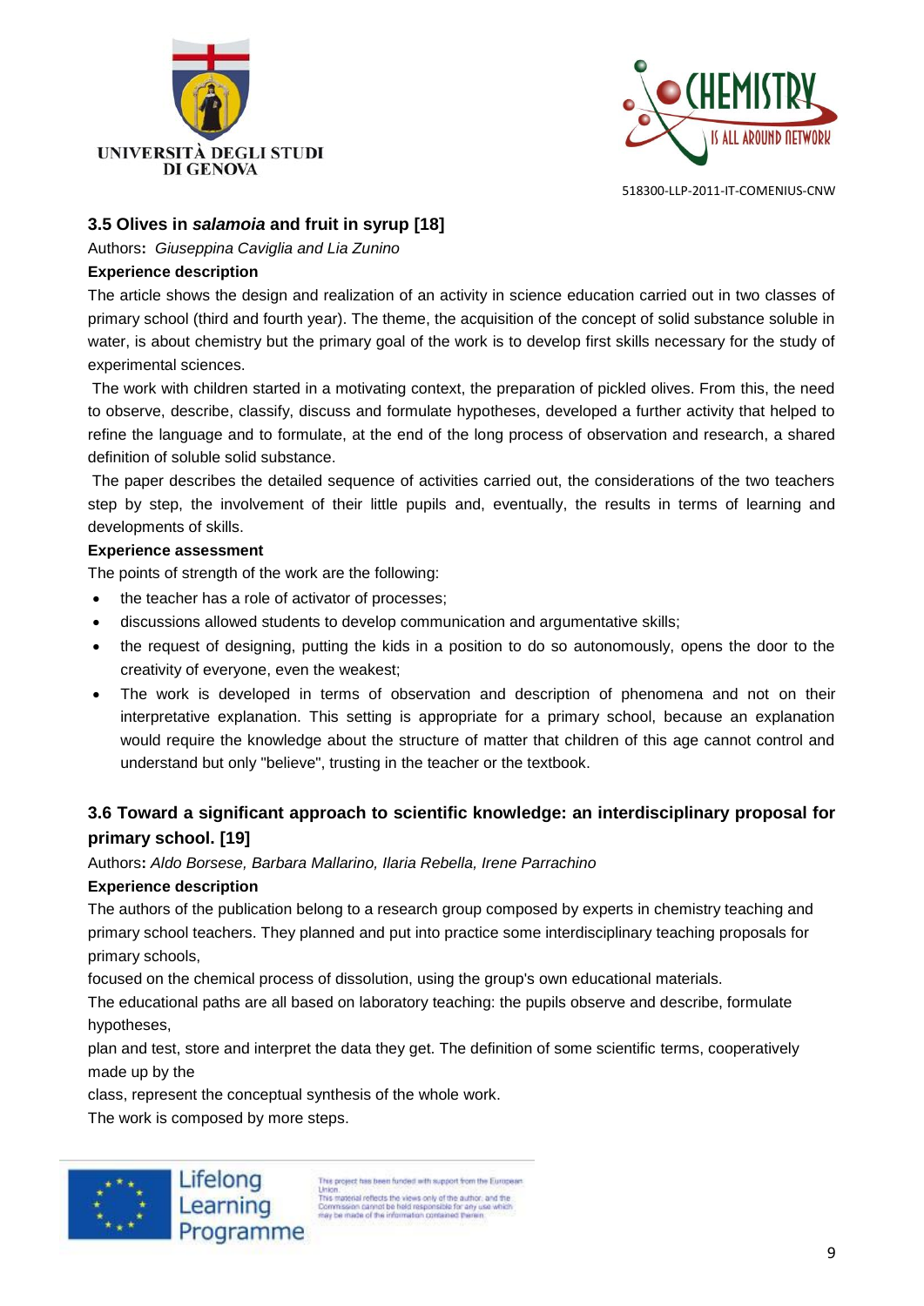### 3.5 Olives in *salamoia* and fruit in syrup [18]

Authors**:** *Giuseppina Caviglia and Lia Zunino*

**Experience description**

The article shows the design and realization of an activity in science education carried out in two classes of primary school (third and fourth year). The theme, the acquisition of the concept of solid substance soluble in water, is about chemistry but the primary goal of the work is to develop first skills necessary for the study of experimental sciences.

The work with children started in a motivating context, the preparation of pickled olives. From this, the need to observe, describe, classify, discuss and formulate hypotheses, developed a further activity that helped to refine the language and to formulate, at the end of the long process of observation and research, a shared definition of soluble solid substance.

The paper describes the detailed sequence of activities carried out, the considerations of the two teachers step by step, the involvement of their little pupils and, eventually, the results in terms of learning and developments of skills.

**Experience assessment**

The points of strength of the work are the following:

- the teacher has a role of activator of processes;
- discussions allowed students to develop communication and argumentative skills;
- the request of designing, putting the kids in a position to do so autonomously, opens the door to the creativity of everyone, even the weakest;
- The work is developed in terms of observation and description of phenomena and not on their interpretative explanation. This setting is appropriate for a primary school, because an explanation would require the knowledge about the structure of matter that children of this age cannot control and understand but only "believe", trusting in the teacher or the textbook.

### 3.6 Toward a significant approach to scientific knowledge: an interdisciplinary proposal for primary school. [19]

Authors**:** *Aldo Borsese, Barbara Mallarino, Ilaria Rebella, Irene Parrachino*

**Experience description**

The authors of the publication belong to a research group composed by experts in chemistry teaching and primary school teachers. They planned and put into practice some interdisciplinary teaching proposals for primary schools,
focused on the chemical process of dissolution, using the group's own educational materials.

The educational paths are all based on laboratory teaching: the pupils observe and describe, formulate hypotheses,
plan and test, store and interpret the data they get. The definition of some scientific terms, cooperatively made up by the
class, represent the conceptual synthesis of the whole work.

The work is composed by more steps.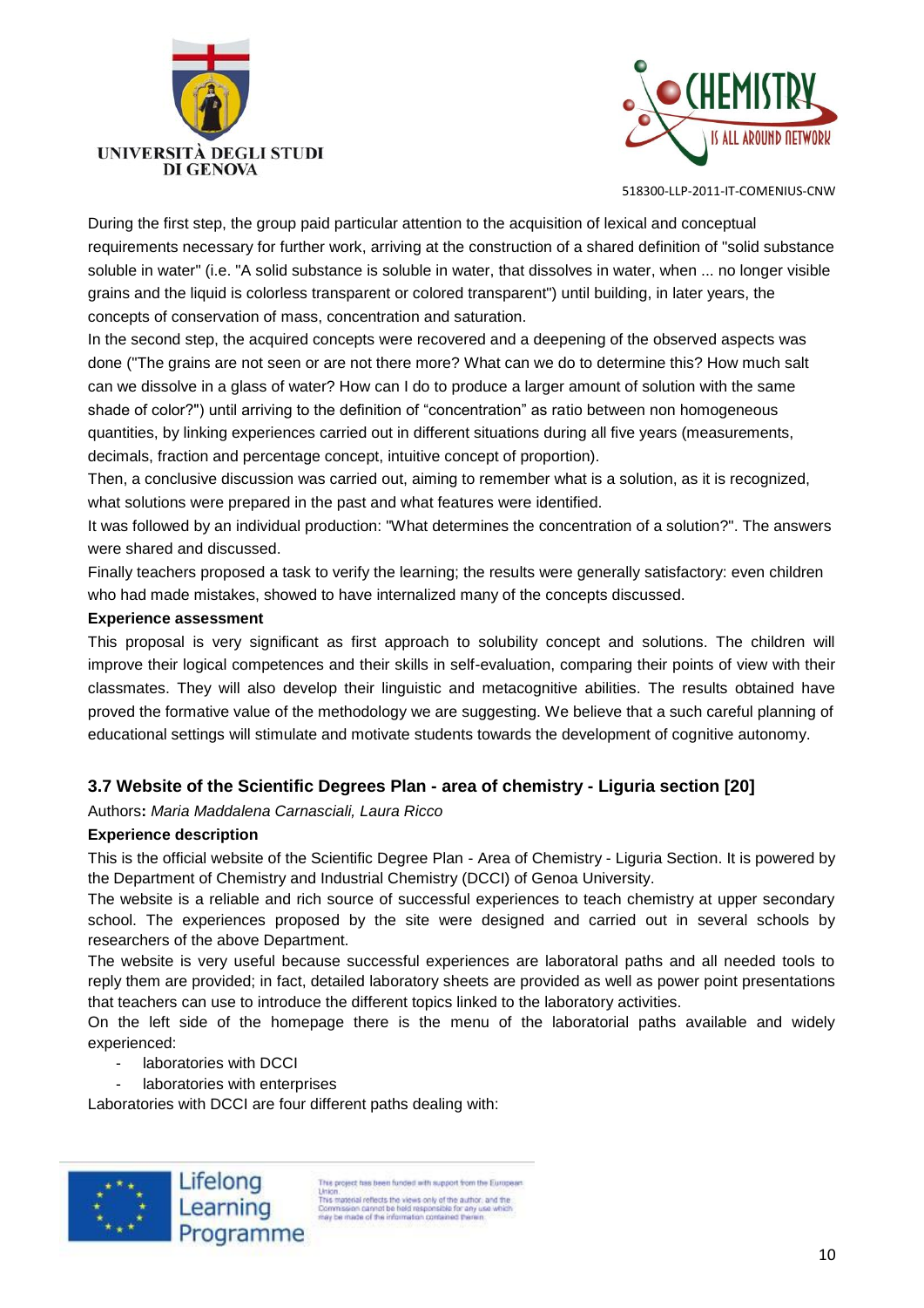During the first step, the group paid particular attention to the acquisition of lexical and conceptual requirements necessary for further work, arriving at the construction of a shared definition of "solid substance soluble in water" (i.e. "A solid substance is soluble in water, that dissolves in water, when ... no longer visible grains and the liquid is colorless transparent or colored transparent") until building, in later years, the concepts of conservation of mass, concentration and saturation.

In the second step, the acquired concepts were recovered and a deepening of the observed aspects was done ("The grains are not seen or are not there more? What can we do to determine this? How much salt can we dissolve in a glass of water? How can I do to produce a larger amount of solution with the same shade of color?") until arriving to the definition of "concentration" as ratio between non homogeneous quantities, by linking experiences carried out in different situations during all five years (measurements, decimals, fraction and percentage concept, intuitive concept of proportion).

Then, a conclusive discussion was carried out, aiming to remember what is a solution, as it is recognized, what solutions were prepared in the past and what features were identified.

It was followed by an individual production: "What determines the concentration of a solution?". The answers were shared and discussed.

Finally teachers proposed a task to verify the learning; the results were generally satisfactory: even children who had made mistakes, showed to have internalized many of the concepts discussed.

**Experience assessment**

This proposal is very significant as first approach to solubility concept and solutions. The children will improve their logical competences and their skills in self-evaluation, comparing their points of view with their classmates. They will also develop their linguistic and metacognitive abilities. The results obtained have proved the formative value of the methodology we are suggesting. We believe that a such careful planning of educational settings will stimulate and motivate students towards the development of cognitive autonomy.

### 3.7 Website of the Scientific Degrees Plan - area of chemistry - Liguria section [20]

Authors**:** *Maria Maddalena Carnasciali, Laura Ricco*

**Experience description**

This is the official website of the Scientific Degree Plan - Area of Chemistry - Liguria Section. It is powered by the Department of Chemistry and Industrial Chemistry (DCCI) of Genoa University.

The website is a reliable and rich source of successful experiences to teach chemistry at upper secondary school. The experiences proposed by the site were designed and carried out in several schools by researchers of the above Department.

The website is very useful because successful experiences are laboratoral paths and all needed tools to reply them are provided; in fact, detailed laboratory sheets are provided as well as power point presentations that teachers can use to introduce the different topics linked to the laboratory activities.

On the left side of the homepage there is the menu of the laboratorial paths available and widely experienced:

- laboratories with DCCI
- laboratories with enterprises

Laboratories with DCCI are four different paths dealing with: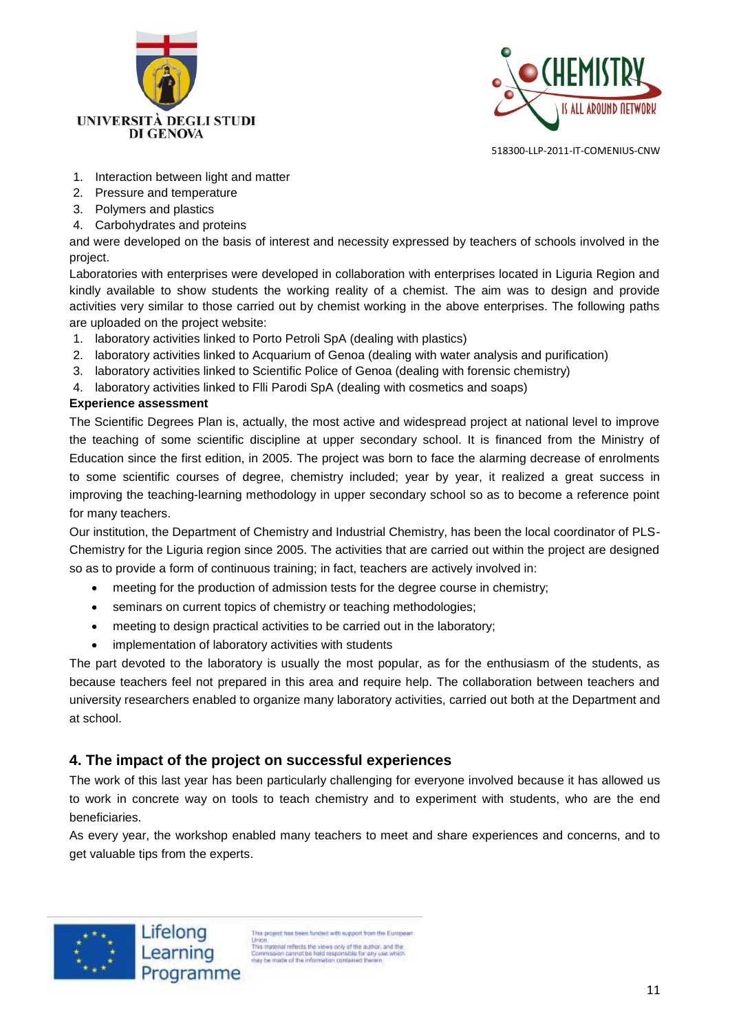1. Interaction between light and matter
2. Pressure and temperature
3. Polymers and plastics
4. Carbohydrates and proteins

and were developed on the basis of interest and necessity expressed by teachers of schools involved in the project.

Laboratories with enterprises were developed in collaboration with enterprises located in Liguria Region and kindly available to show students the working reality of a chemist. The aim was to design and provide activities very similar to those carried out by chemist working in the above enterprises. The following paths are uploaded on the project website:

1. laboratory activities linked to Porto Petroli SpA (dealing with plastics)
2. laboratory activities linked to Acquarium of Genoa (dealing with water analysis and purification)
3. laboratory activities linked to Scientific Police of Genoa (dealing with forensic chemistry)
4. laboratory activities linked to Flli Parodi SpA (dealing with cosmetics and soaps)

**Experience assessment**

The Scientific Degrees Plan is, actually, the most active and widespread project at national level to improve the teaching of some scientific discipline at upper secondary school. It is financed from the Ministry of Education since the first edition, in 2005. The project was born to face the alarming decrease of enrolments to some scientific courses of degree, chemistry included; year by year, it realized a great success in improving the teaching-learning methodology in upper secondary school so as to become a reference point for many teachers.

Our institution, the Department of Chemistry and Industrial Chemistry, has been the local coordinator of PLS-Chemistry for the Liguria region since 2005. The activities that are carried out within the project are designed so as to provide a form of continuous training; in fact, teachers are actively involved in:

- meeting for the production of admission tests for the degree course in chemistry;
- seminars on current topics of chemistry or teaching methodologies;
- meeting to design practical activities to be carried out in the laboratory;
- implementation of laboratory activities with students

The part devoted to the laboratory is usually the most popular, as for the enthusiasm of the students, as because teachers feel not prepared in this area and require help. The collaboration between teachers and university researchers enabled to organize many laboratory activities, carried out both at the Department and at school.

## 4. The impact of the project on successful experiences

The work of this last year has been particularly challenging for everyone involved because it has allowed us to work in concrete way on tools to teach chemistry and to experiment with students, who are the end beneficiaries.

As every year, the workshop enabled many teachers to meet and share experiences and concerns, and to get valuable tips from the experts.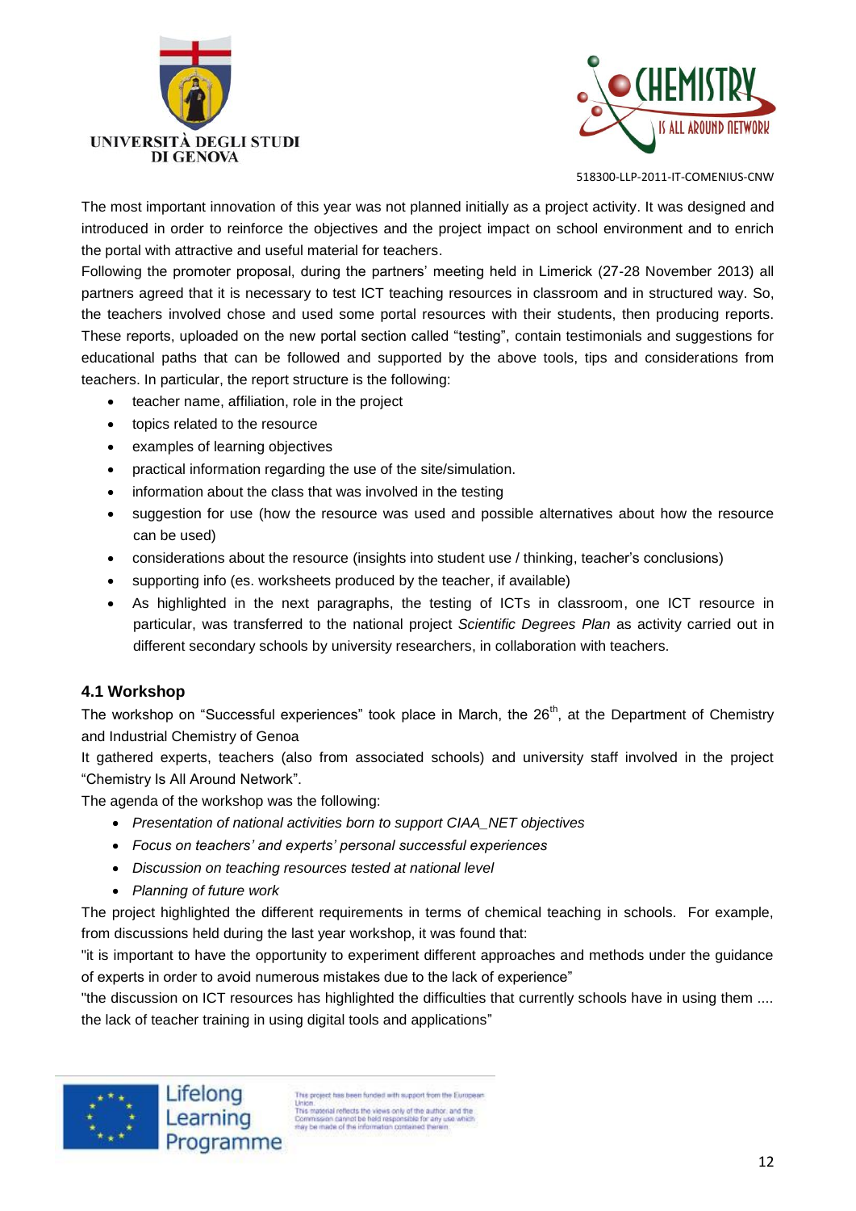The most important innovation of this year was not planned initially as a project activity. It was designed and introduced in order to reinforce the objectives and the project impact on school environment and to enrich the portal with attractive and useful material for teachers.

Following the promoter proposal, during the partners' meeting held in Limerick (27-28 November 2013) all partners agreed that it is necessary to test ICT teaching resources in classroom and in structured way. So, the teachers involved chose and used some portal resources with their students, then producing reports. These reports, uploaded on the new portal section called "testing", contain testimonials and suggestions for educational paths that can be followed and supported by the above tools, tips and considerations from teachers. In particular, the report structure is the following:

- teacher name, affiliation, role in the project
- topics related to the resource
- examples of learning objectives
- practical information regarding the use of the site/simulation.
- information about the class that was involved in the testing
- suggestion for use (how the resource was used and possible alternatives about how the resource can be used)
- considerations about the resource (insights into student use / thinking, teacher's conclusions)
- supporting info (es. worksheets produced by the teacher, if available)
- As highlighted in the next paragraphs, the testing of ICTs in classroom, one ICT resource in particular, was transferred to the national project *Scientific Degrees Plan* as activity carried out in different secondary schools by university researchers, in collaboration with teachers.

### 4.1 Workshop

The workshop on "Successful experiences" took place in March, the 26th, at the Department of Chemistry and Industrial Chemistry of Genoa

It gathered experts, teachers (also from associated schools) and university staff involved in the project "Chemistry Is All Around Network".

The agenda of the workshop was the following:

- *Presentation of national activities born to support CIAA_NET objectives*
- *Focus on teachers' and experts' personal successful experiences*
- *Discussion on teaching resources tested at national level*
- *Planning of future work*

The project highlighted the different requirements in terms of chemical teaching in schools. For example, from discussions held during the last year workshop, it was found that:

"it is important to have the opportunity to experiment different approaches and methods under the guidance of experts in order to avoid numerous mistakes due to the lack of experience"

"the discussion on ICT resources has highlighted the difficulties that currently schools have in using them .... the lack of teacher training in using digital tools and applications"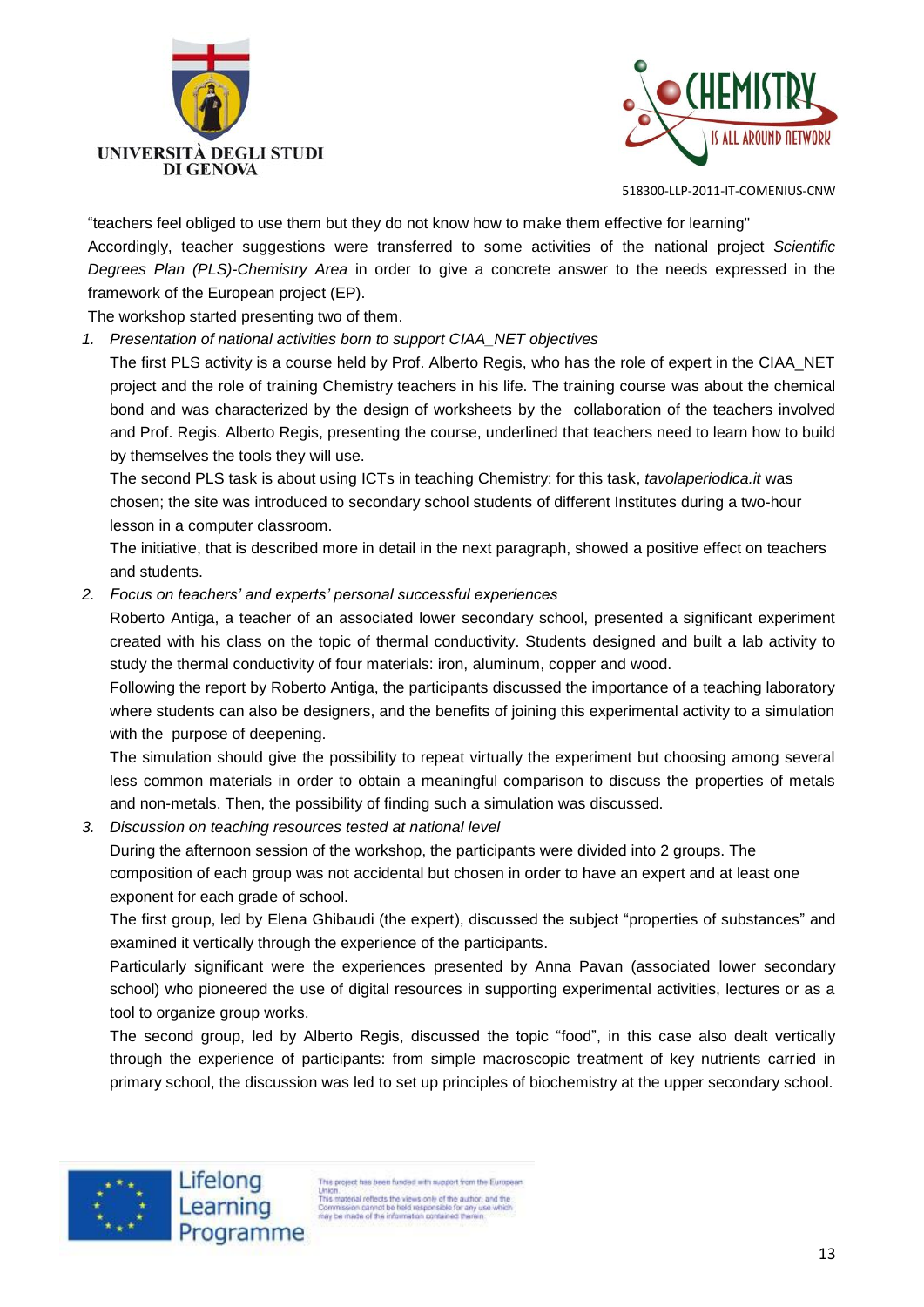"teachers feel obliged to use them but they do not know how to make them effective for learning"

Accordingly, teacher suggestions were transferred to some activities of the national project *Scientific Degrees Plan (PLS)-Chemistry Area* in order to give a concrete answer to the needs expressed in the framework of the European project (EP).

The workshop started presenting two of them.

1. *Presentation of national activities born to support CIAA_NET objectives*

   The first PLS activity is a course held by Prof. Alberto Regis, who has the role of expert in the CIAA_NET project and the role of training Chemistry teachers in his life. The training course was about the chemical bond and was characterized by the design of worksheets by the collaboration of the teachers involved and Prof. Regis. Alberto Regis, presenting the course, underlined that teachers need to learn how to build by themselves the tools they will use.

   The second PLS task is about using ICTs in teaching Chemistry: for this task, *tavolaperiodica.it* was chosen; the site was introduced to secondary school students of different Institutes during a two-hour lesson in a computer classroom.

   The initiative, that is described more in detail in the next paragraph, showed a positive effect on teachers and students.

2. *Focus on teachers' and experts' personal successful experiences*

   Roberto Antiga, a teacher of an associated lower secondary school, presented a significant experiment created with his class on the topic of thermal conductivity. Students designed and built a lab activity to study the thermal conductivity of four materials: iron, aluminum, copper and wood.

   Following the report by Roberto Antiga, the participants discussed the importance of a teaching laboratory where students can also be designers, and the benefits of joining this experimental activity to a simulation with the purpose of deepening.

   The simulation should give the possibility to repeat virtually the experiment but choosing among several less common materials in order to obtain a meaningful comparison to discuss the properties of metals and non-metals. Then, the possibility of finding such a simulation was discussed.

3. *Discussion on teaching resources tested at national level*

   During the afternoon session of the workshop, the participants were divided into 2 groups. The composition of each group was not accidental but chosen in order to have an expert and at least one exponent for each grade of school.

   The first group, led by Elena Ghibaudi (the expert), discussed the subject "properties of substances" and examined it vertically through the experience of the participants.

   Particularly significant were the experiences presented by Anna Pavan (associated lower secondary school) who pioneered the use of digital resources in supporting experimental activities, lectures or as a tool to organize group works.

   The second group, led by Alberto Regis, discussed the topic "food", in this case also dealt vertically through the experience of participants: from simple macroscopic treatment of key nutrients carried in primary school, the discussion was led to set up principles of biochemistry at the upper secondary school.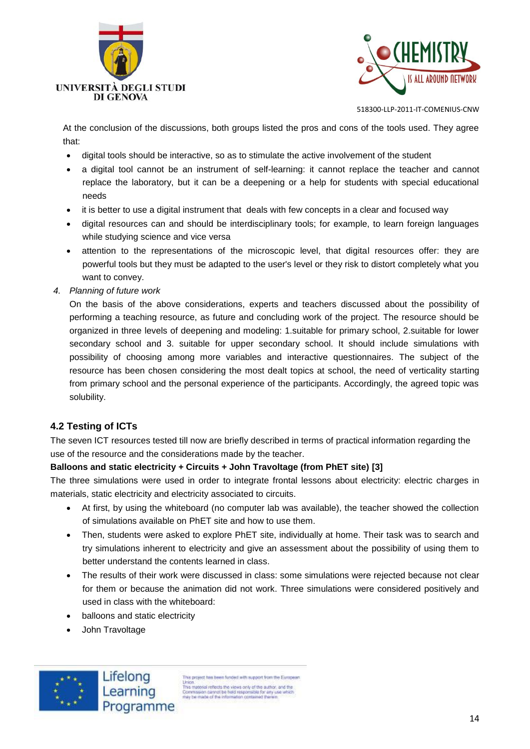At the conclusion of the discussions, both groups listed the pros and cons of the tools used. They agree that:

- digital tools should be interactive, so as to stimulate the active involvement of the student
- a digital tool cannot be an instrument of self-learning: it cannot replace the teacher and cannot replace the laboratory, but it can be a deepening or a help for students with special educational needs
- it is better to use a digital instrument that deals with few concepts in a clear and focused way
- digital resources can and should be interdisciplinary tools; for example, to learn foreign languages while studying science and vice versa
- attention to the representations of the microscopic level, that digital resources offer: they are powerful tools but they must be adapted to the user's level or they risk to distort completely what you want to convey.

4. *Planning of future work*

   On the basis of the above considerations, experts and teachers discussed about the possibility of performing a teaching resource, as future and concluding work of the project. The resource should be organized in three levels of deepening and modeling: 1.suitable for primary school, 2.suitable for lower secondary school and 3. suitable for upper secondary school. It should include simulations with possibility of choosing among more variables and interactive questionnaires. The subject of the resource has been chosen considering the most dealt topics at school, the need of verticality starting from primary school and the personal experience of the participants. Accordingly, the agreed topic was solubility.

## 4.2 Testing of ICTs

The seven ICT resources tested till now are briefly described in terms of practical information regarding the use of the resource and the considerations made by the teacher.

**Balloons and static electricity + Circuits + John Travoltage (from PhET site) [3]**

The three simulations were used in order to integrate frontal lessons about electricity: electric charges in materials, static electricity and electricity associated to circuits.

- At first, by using the whiteboard (no computer lab was available), the teacher showed the collection of simulations available on PhET site and how to use them.
- Then, students were asked to explore PhET site, individually at home. Their task was to search and try simulations inherent to electricity and give an assessment about the possibility of using them to better understand the contents learned in class.
- The results of their work were discussed in class: some simulations were rejected because not clear for them or because the animation did not work. Three simulations were considered positively and used in class with the whiteboard:
- balloons and static electricity
- John Travoltage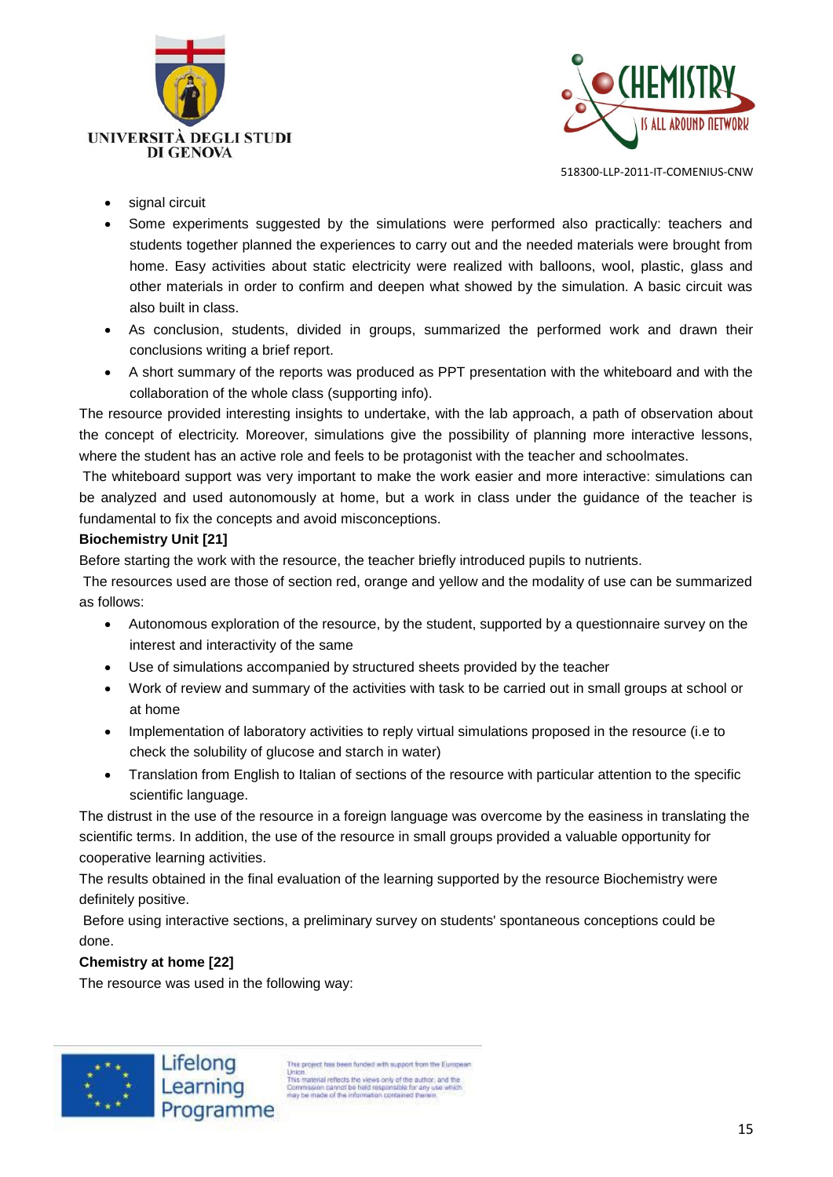- signal circuit
- Some experiments suggested by the simulations were performed also practically: teachers and students together planned the experiences to carry out and the needed materials were brought from home. Easy activities about static electricity were realized with balloons, wool, plastic, glass and other materials in order to confirm and deepen what showed by the simulation. A basic circuit was also built in class.
- As conclusion, students, divided in groups, summarized the performed work and drawn their conclusions writing a brief report.
- A short summary of the reports was produced as PPT presentation with the whiteboard and with the collaboration of the whole class (supporting info).

The resource provided interesting insights to undertake, with the lab approach, a path of observation about the concept of electricity. Moreover, simulations give the possibility of planning more interactive lessons, where the student has an active role and feels to be protagonist with the teacher and schoolmates.

The whiteboard support was very important to make the work easier and more interactive: simulations can be analyzed and used autonomously at home, but a work in class under the guidance of the teacher is fundamental to fix the concepts and avoid misconceptions.

**Biochemistry Unit [21]**

Before starting the work with the resource, the teacher briefly introduced pupils to nutrients.

The resources used are those of section red, orange and yellow and the modality of use can be summarized as follows:

- Autonomous exploration of the resource, by the student, supported by a questionnaire survey on the interest and interactivity of the same
- Use of simulations accompanied by structured sheets provided by the teacher
- Work of review and summary of the activities with task to be carried out in small groups at school or at home
- Implementation of laboratory activities to reply virtual simulations proposed in the resource (i.e to check the solubility of glucose and starch in water)
- Translation from English to Italian of sections of the resource with particular attention to the specific scientific language.

The distrust in the use of the resource in a foreign language was overcome by the easiness in translating the scientific terms. In addition, the use of the resource in small groups provided a valuable opportunity for cooperative learning activities.

The results obtained in the final evaluation of the learning supported by the resource Biochemistry were definitely positive.

Before using interactive sections, a preliminary survey on students' spontaneous conceptions could be done.

**Chemistry at home [22]**

The resource was used in the following way: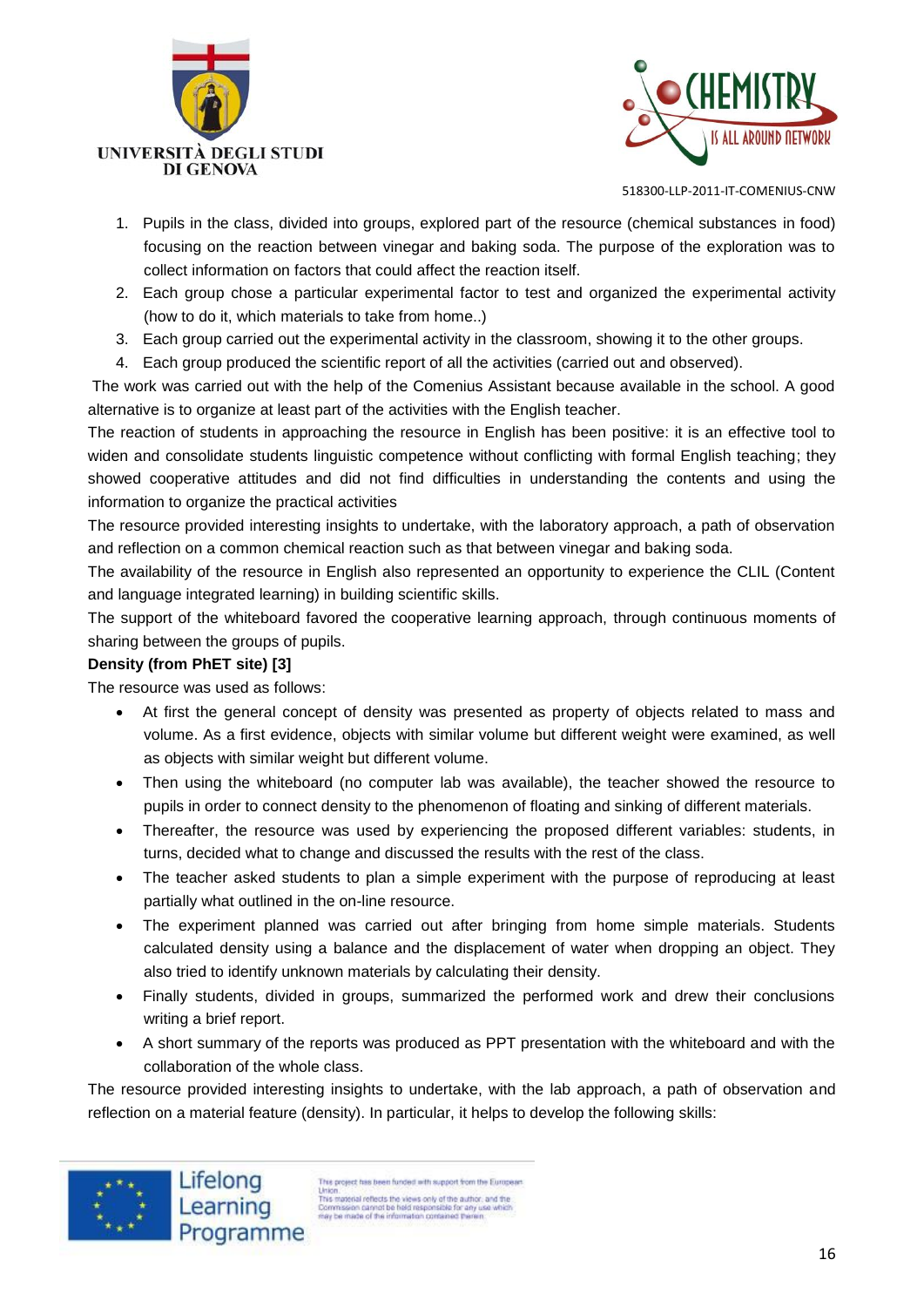1. Pupils in the class, divided into groups, explored part of the resource (chemical substances in food) focusing on the reaction between vinegar and baking soda. The purpose of the exploration was to collect information on factors that could affect the reaction itself.
2. Each group chose a particular experimental factor to test and organized the experimental activity (how to do it, which materials to take from home..)
3. Each group carried out the experimental activity in the classroom, showing it to the other groups.
4. Each group produced the scientific report of all the activities (carried out and observed).

The work was carried out with the help of the Comenius Assistant because available in the school. A good alternative is to organize at least part of the activities with the English teacher.

The reaction of students in approaching the resource in English has been positive: it is an effective tool to widen and consolidate students linguistic competence without conflicting with formal English teaching; they showed cooperative attitudes and did not find difficulties in understanding the contents and using the information to organize the practical activities

The resource provided interesting insights to undertake, with the laboratory approach, a path of observation and reflection on a common chemical reaction such as that between vinegar and baking soda.

The availability of the resource in English also represented an opportunity to experience the CLIL (Content and language integrated learning) in building scientific skills.

The support of the whiteboard favored the cooperative learning approach, through continuous moments of sharing between the groups of pupils.

**Density (from PhET site) [3]**

The resource was used as follows:

- At first the general concept of density was presented as property of objects related to mass and volume. As a first evidence, objects with similar volume but different weight were examined, as well as objects with similar weight but different volume.
- Then using the whiteboard (no computer lab was available), the teacher showed the resource to pupils in order to connect density to the phenomenon of floating and sinking of different materials.
- Thereafter, the resource was used by experiencing the proposed different variables: students, in turns, decided what to change and discussed the results with the rest of the class.
- The teacher asked students to plan a simple experiment with the purpose of reproducing at least partially what outlined in the on-line resource.
- The experiment planned was carried out after bringing from home simple materials. Students calculated density using a balance and the displacement of water when dropping an object. They also tried to identify unknown materials by calculating their density.
- Finally students, divided in groups, summarized the performed work and drew their conclusions writing a brief report.
- A short summary of the reports was produced as PPT presentation with the whiteboard and with the collaboration of the whole class.

The resource provided interesting insights to undertake, with the lab approach, a path of observation and reflection on a material feature (density). In particular, it helps to develop the following skills: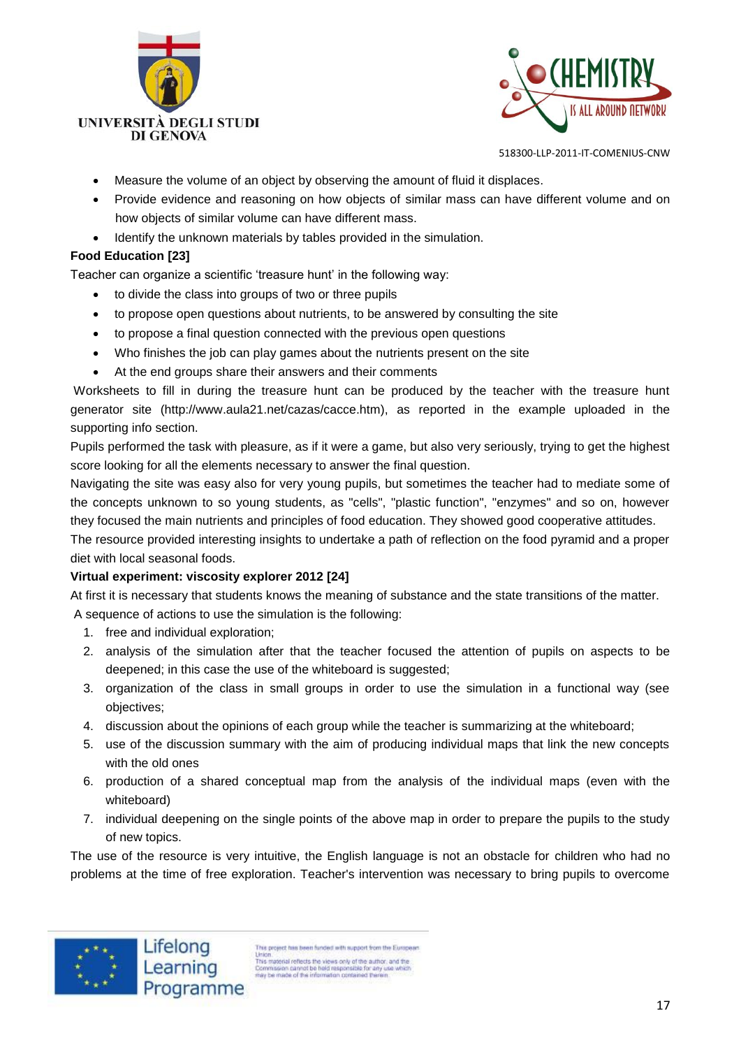- Measure the volume of an object by observing the amount of fluid it displaces.
- Provide evidence and reasoning on how objects of similar mass can have different volume and on how objects of similar volume can have different mass.
- Identify the unknown materials by tables provided in the simulation.

**Food Education [23]**

Teacher can organize a scientific 'treasure hunt' in the following way:

- to divide the class into groups of two or three pupils
- to propose open questions about nutrients, to be answered by consulting the site
- to propose a final question connected with the previous open questions
- Who finishes the job can play games about the nutrients present on the site
- At the end groups share their answers and their comments

Worksheets to fill in during the treasure hunt can be produced by the teacher with the treasure hunt generator site (http://www.aula21.net/cazas/cacce.htm), as reported in the example uploaded in the supporting info section.

Pupils performed the task with pleasure, as if it were a game, but also very seriously, trying to get the highest score looking for all the elements necessary to answer the final question.

Navigating the site was easy also for very young pupils, but sometimes the teacher had to mediate some of the concepts unknown to so young students, as "cells", "plastic function", "enzymes" and so on, however they focused the main nutrients and principles of food education. They showed good cooperative attitudes.

The resource provided interesting insights to undertake a path of reflection on the food pyramid and a proper diet with local seasonal foods.

**Virtual experiment: viscosity explorer 2012 [24]**

At first it is necessary that students knows the meaning of substance and the state transitions of the matter.

A sequence of actions to use the simulation is the following:

1. free and individual exploration;
2. analysis of the simulation after that the teacher focused the attention of pupils on aspects to be deepened; in this case the use of the whiteboard is suggested;
3. organization of the class in small groups in order to use the simulation in a functional way (see objectives;
4. discussion about the opinions of each group while the teacher is summarizing at the whiteboard;
5. use of the discussion summary with the aim of producing individual maps that link the new concepts with the old ones
6. production of a shared conceptual map from the analysis of the individual maps (even with the whiteboard)
7. individual deepening on the single points of the above map in order to prepare the pupils to the study of new topics.

The use of the resource is very intuitive, the English language is not an obstacle for children who had no problems at the time of free exploration. Teacher's intervention was necessary to bring pupils to overcome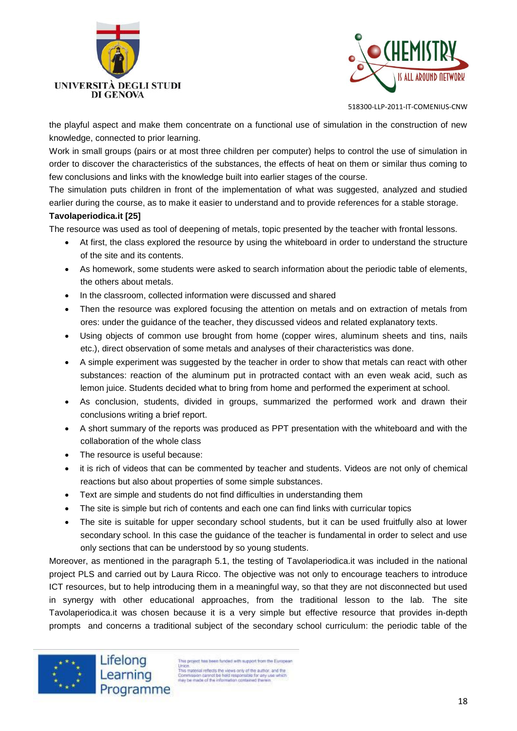the playful aspect and make them concentrate on a functional use of simulation in the construction of new knowledge, connected to prior learning.

Work in small groups (pairs or at most three children per computer) helps to control the use of simulation in order to discover the characteristics of the substances, the effects of heat on them or similar thus coming to few conclusions and links with the knowledge built into earlier stages of the course.

The simulation puts children in front of the implementation of what was suggested, analyzed and studied earlier during the course, as to make it easier to understand and to provide references for a stable storage.

**Tavolaperiodica.it [25]**

The resource was used as tool of deepening of metals, topic presented by the teacher with frontal lessons.

- At first, the class explored the resource by using the whiteboard in order to understand the structure of the site and its contents.
- As homework, some students were asked to search information about the periodic table of elements, the others about metals.
- In the classroom, collected information were discussed and shared
- Then the resource was explored focusing the attention on metals and on extraction of metals from ores: under the guidance of the teacher, they discussed videos and related explanatory texts.
- Using objects of common use brought from home (copper wires, aluminum sheets and tins, nails etc.), direct observation of some metals and analyses of their characteristics was done.
- A simple experiment was suggested by the teacher in order to show that metals can react with other substances: reaction of the aluminum put in protracted contact with an even weak acid, such as lemon juice. Students decided what to bring from home and performed the experiment at school.
- As conclusion, students, divided in groups, summarized the performed work and drawn their conclusions writing a brief report.
- A short summary of the reports was produced as PPT presentation with the whiteboard and with the collaboration of the whole class
- The resource is useful because:
- it is rich of videos that can be commented by teacher and students. Videos are not only of chemical reactions but also about properties of some simple substances.
- Text are simple and students do not find difficulties in understanding them
- The site is simple but rich of contents and each one can find links with curricular topics
- The site is suitable for upper secondary school students, but it can be used fruitfully also at lower secondary school. In this case the guidance of the teacher is fundamental in order to select and use only sections that can be understood by so young students.

Moreover, as mentioned in the paragraph 5.1, the testing of Tavolaperiodica.it was included in the national project PLS and carried out by Laura Ricco. The objective was not only to encourage teachers to introduce ICT resources, but to help introducing them in a meaningful way, so that they are not disconnected but used in synergy with other educational approaches, from the traditional lesson to the lab. The site Tavolaperiodica.it was chosen because it is a very simple but effective resource that provides in-depth prompts and concerns a traditional subject of the secondary school curriculum: the periodic table of the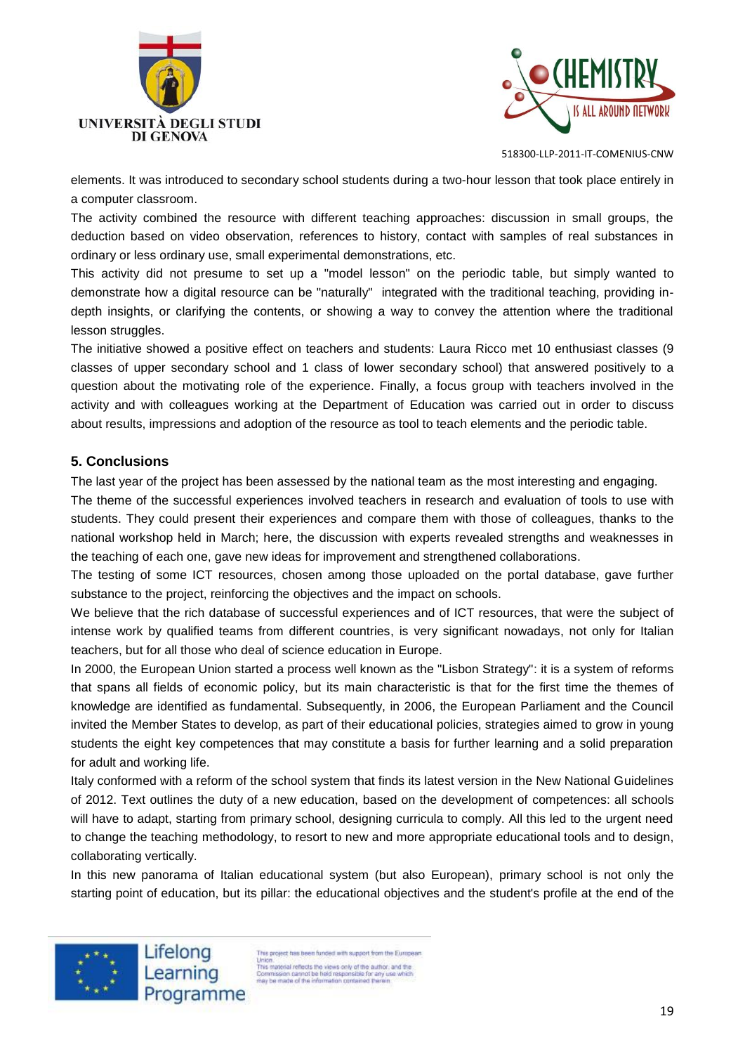elements. It was introduced to secondary school students during a two-hour lesson that took place entirely in a computer classroom.

The activity combined the resource with different teaching approaches: discussion in small groups, the deduction based on video observation, references to history, contact with samples of real substances in ordinary or less ordinary use, small experimental demonstrations, etc.

This activity did not presume to set up a "model lesson" on the periodic table, but simply wanted to demonstrate how a digital resource can be "naturally" integrated with the traditional teaching, providing in-depth insights, or clarifying the contents, or showing a way to convey the attention where the traditional lesson struggles.

The initiative showed a positive effect on teachers and students: Laura Ricco met 10 enthusiast classes (9 classes of upper secondary school and 1 class of lower secondary school) that answered positively to a question about the motivating role of the experience. Finally, a focus group with teachers involved in the activity and with colleagues working at the Department of Education was carried out in order to discuss about results, impressions and adoption of the resource as tool to teach elements and the periodic table.

## 5. Conclusions

The last year of the project has been assessed by the national team as the most interesting and engaging.

The theme of the successful experiences involved teachers in research and evaluation of tools to use with students. They could present their experiences and compare them with those of colleagues, thanks to the national workshop held in March; here, the discussion with experts revealed strengths and weaknesses in the teaching of each one, gave new ideas for improvement and strengthened collaborations.

The testing of some ICT resources, chosen among those uploaded on the portal database, gave further substance to the project, reinforcing the objectives and the impact on schools.

We believe that the rich database of successful experiences and of ICT resources, that were the subject of intense work by qualified teams from different countries, is very significant nowadays, not only for Italian teachers, but for all those who deal of science education in Europe.

In 2000, the European Union started a process well known as the "Lisbon Strategy": it is a system of reforms that spans all fields of economic policy, but its main characteristic is that for the first time the themes of knowledge are identified as fundamental. Subsequently, in 2006, the European Parliament and the Council invited the Member States to develop, as part of their educational policies, strategies aimed to grow in young students the eight key competences that may constitute a basis for further learning and a solid preparation for adult and working life.

Italy conformed with a reform of the school system that finds its latest version in the New National Guidelines of 2012. Text outlines the duty of a new education, based on the development of competences: all schools will have to adapt, starting from primary school, designing curricula to comply. All this led to the urgent need to change the teaching methodology, to resort to new and more appropriate educational tools and to design, collaborating vertically.

In this new panorama of Italian educational system (but also European), primary school is not only the starting point of education, but its pillar: the educational objectives and the student's profile at the end of the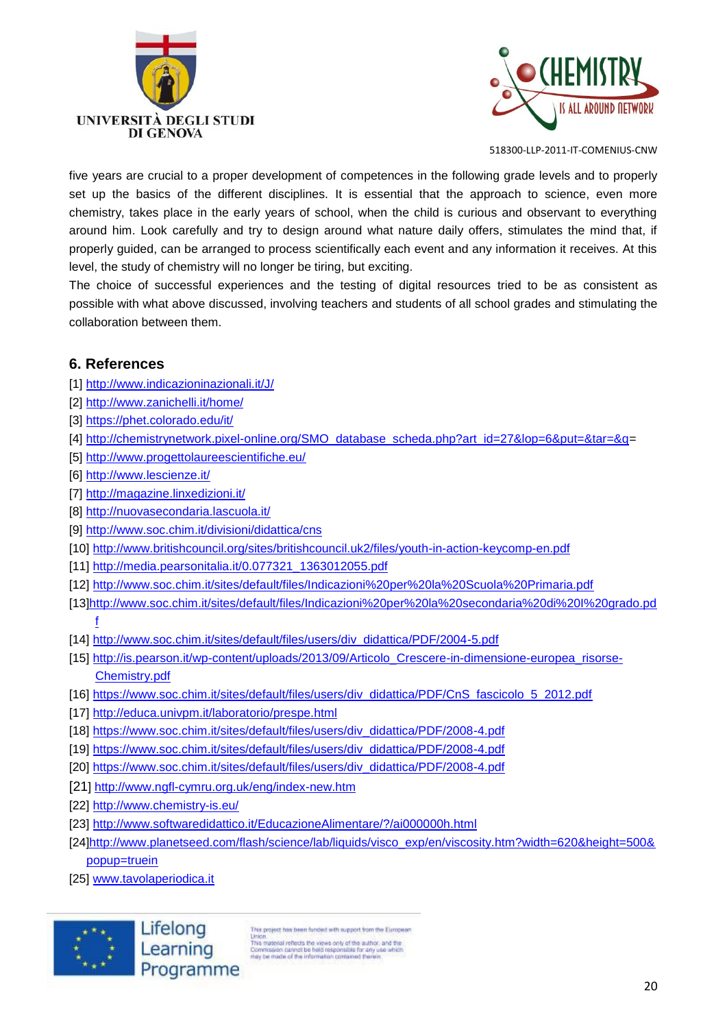five years are crucial to a proper development of competences in the following grade levels and to properly set up the basics of the different disciplines. It is essential that the approach to science, even more chemistry, takes place in the early years of school, when the child is curious and observant to everything around him. Look carefully and try to design around what nature daily offers, stimulates the mind that, if properly guided, can be arranged to process scientifically each event and any information it receives. At this level, the study of chemistry will no longer be tiring, but exciting.

The choice of successful experiences and the testing of digital resources tried to be as consistent as possible with what above discussed, involving teachers and students of all school grades and stimulating the collaboration between them.

## 6. References

[1] http://www.indicazioninazionali.it/J/
[2] http://www.zanichelli.it/home/
[3] https://phet.colorado.edu/it/
[4] http://chemistrynetwork.pixel-online.org/SMO_database_scheda.php?art_id=27&lop=6&put=&tar=&q=
[5] http://www.progettolaureescientifiche.eu/
[6] http://www.lescienze.it/
[7] http://magazine.linxedizioni.it/
[8] http://nuovasecondaria.lascuola.it/
[9] http://www.soc.chim.it/divisioni/didattica/cns
[10] http://www.britishcouncil.org/sites/britishcouncil.uk2/files/youth-in-action-keycomp-en.pdf
[11] http://media.pearsonitalia.it/0.077321_1363012055.pdf
[12] http://www.soc.chim.it/sites/default/files/Indicazioni%20per%20la%20Scuola%20Primaria.pdf
[13] http://www.soc.chim.it/sites/default/files/Indicazioni%20per%20la%20secondaria%20di%20I%20grado.pdf
[14] http://www.soc.chim.it/sites/default/files/users/div_didattica/PDF/2004-5.pdf
[15] http://is.pearson.it/wp-content/uploads/2013/09/Articolo_Crescere-in-dimensione-europea_risorse-Chemistry.pdf
[16] https://www.soc.chim.it/sites/default/files/users/div_didattica/PDF/CnS_fascicolo_5_2012.pdf
[17] http://educa.univpm.it/laboratorio/prespe.html
[18] https://www.soc.chim.it/sites/default/files/users/div_didattica/PDF/2008-4.pdf
[19] https://www.soc.chim.it/sites/default/files/users/div_didattica/PDF/2008-4.pdf
[20] https://www.soc.chim.it/sites/default/files/users/div_didattica/PDF/2008-4.pdf
[21] http://www.ngfl-cymru.org.uk/eng/index-new.htm
[22] http://www.chemistry-is.eu/
[23] http://www.softwaredidattico.it/EducazioneAlimentare/?/ai000000h.html
[24] http://www.planetseed.com/flash/science/lab/liquids/visco_exp/en/viscosity.htm?width=620&height=500&popup=truein
[25] www.tavolaperiodica.it